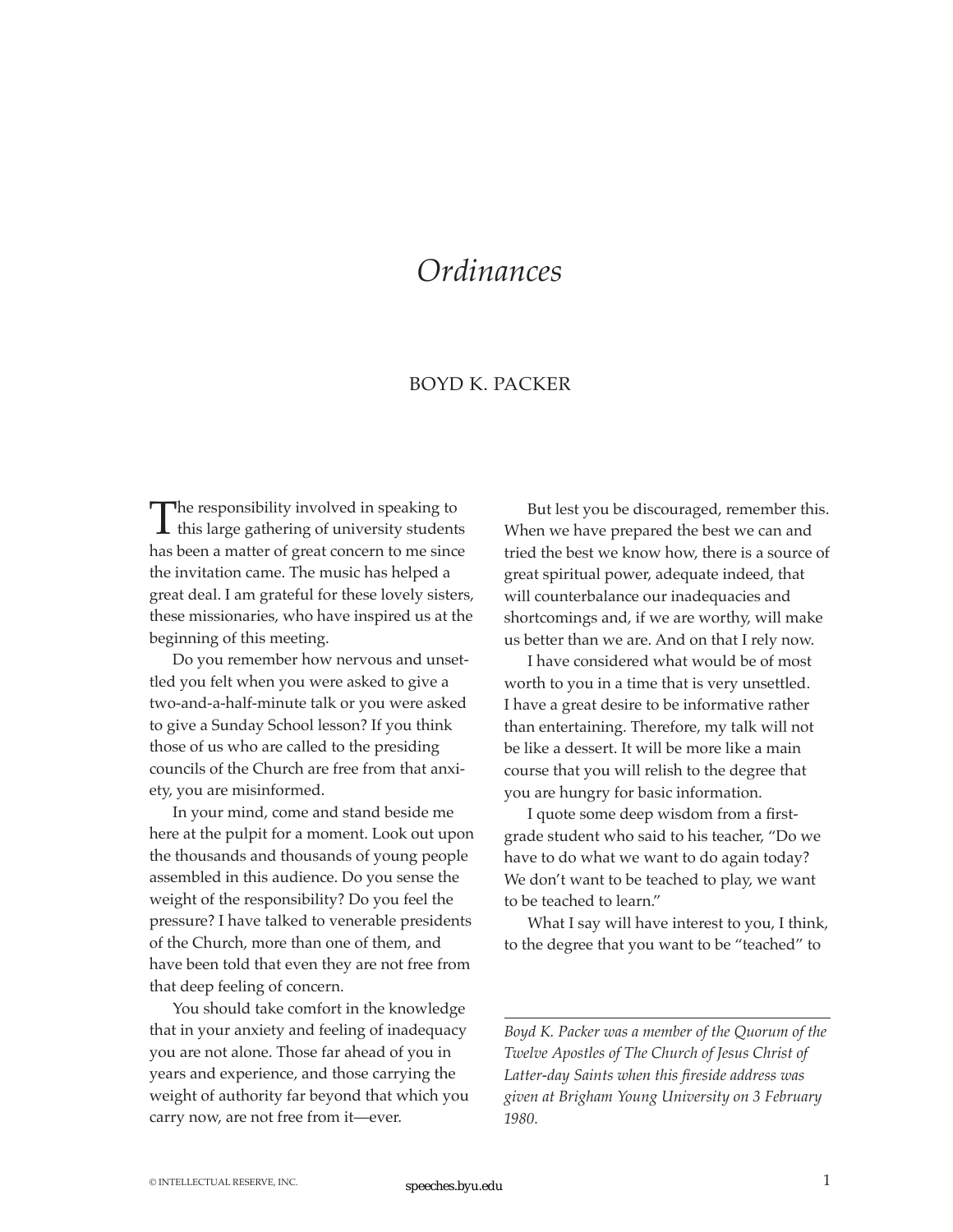# *Ordinances*

## BOYD K. PACKER

The responsibility involved in speaking to this large gathering of university students has been a matter of great concern to me since the invitation came. The music has helped a great deal. I am grateful for these lovely sisters, these missionaries, who have inspired us at the beginning of this meeting.

Do you remember how nervous and unsettled you felt when you were asked to give a two-and-a-half-minute talk or you were asked to give a Sunday School lesson? If you think those of us who are called to the presiding councils of the Church are free from that anxiety, you are misinformed.

In your mind, come and stand beside me here at the pulpit for a moment. Look out upon the thousands and thousands of young people assembled in this audience. Do you sense the weight of the responsibility? Do you feel the pressure? I have talked to venerable presidents of the Church, more than one of them, and have been told that even they are not free from that deep feeling of concern.

You should take comfort in the knowledge that in your anxiety and feeling of inadequacy you are not alone. Those far ahead of you in years and experience, and those carrying the weight of authority far beyond that which you carry now, are not free from it—ever.

But lest you be discouraged, remember this. When we have prepared the best we can and tried the best we know how, there is a source of great spiritual power, adequate indeed, that will counterbalance our inadequacies and shortcomings and, if we are worthy, will make us better than we are. And on that I rely now.

I have considered what would be of most worth to you in a time that is very unsettled. I have a great desire to be informative rather than entertaining. Therefore, my talk will not be like a dessert. It will be more like a main course that you will relish to the degree that you are hungry for basic information.

I quote some deep wisdom from a first-grade student who said to his teacher, "Do we have to do what we want to do again today? We don't want to be teached to play, we want to be teached to learn."

What I say will have interest to you, I think, to the degree that you want to be "teached" to

---

*Boyd K. Packer was a member of the Quorum of the Twelve Apostles of The Church of Jesus Christ of Latter-day Saints when this fireside address was given at Brigham Young University on 3 February 1980.*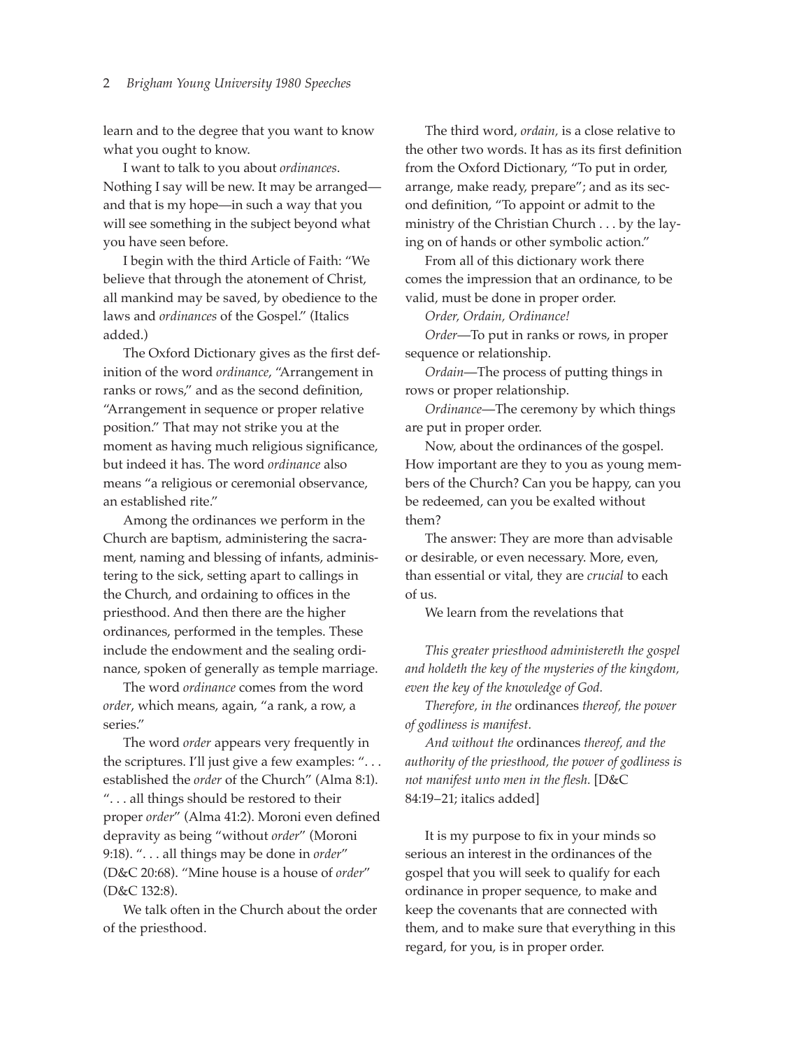learn and to the degree that you want to know what you ought to know.

I want to talk to you about *ordinances*. Nothing I say will be new. It may be arranged—and that is my hope—in such a way that you will see something in the subject beyond what you have seen before.

I begin with the third Article of Faith: "We believe that through the atonement of Christ, all mankind may be saved, by obedience to the laws and *ordinances* of the Gospel." (Italics added.)

The Oxford Dictionary gives as the first definition of the word *ordinance*, "Arrangement in ranks or rows," and as the second definition, "Arrangement in sequence or proper relative position." That may not strike you at the moment as having much religious significance, but indeed it has. The word *ordinance* also means "a religious or ceremonial observance, an established rite."

Among the ordinances we perform in the Church are baptism, administering the sacrament, naming and blessing of infants, administering to the sick, setting apart to callings in the Church, and ordaining to offices in the priesthood. And then there are the higher ordinances, performed in the temples. These include the endowment and the sealing ordinance, spoken of generally as temple marriage.

The word *ordinance* comes from the word *order*, which means, again, "a rank, a row, a series."

The word *order* appears very frequently in the scriptures. I'll just give a few examples: ". . . established the *order* of the Church" (Alma 8:1). ". . . all things should be restored to their proper *order*" (Alma 41:2). Moroni even defined depravity as being "without *order*" (Moroni 9:18). ". . . all things may be done in *order*" (D&C 20:68). "Mine house is a house of *order*" (D&C 132:8).

We talk often in the Church about the order of the priesthood.

The third word, *ordain*, is a close relative to the other two words. It has as its first definition from the Oxford Dictionary, "To put in order, arrange, make ready, prepare"; and as its second definition, "To appoint or admit to the ministry of the Christian Church . . . by the laying on of hands or other symbolic action."

From all of this dictionary work there comes the impression that an ordinance, to be valid, must be done in proper order.

*Order, Ordain, Ordinance!*

*Order*—To put in ranks or rows, in proper sequence or relationship.

*Ordain*—The process of putting things in rows or proper relationship.

*Ordinance*—The ceremony by which things are put in proper order.

Now, about the ordinances of the gospel. How important are they to you as young members of the Church? Can you be happy, can you be redeemed, can you be exalted without them?

The answer: They are more than advisable or desirable, or even necessary. More, even, than essential or vital, they are *crucial* to each of us.

We learn from the revelations that

> *This greater priesthood administereth the gospel and holdeth the key of the mysteries of the kingdom, even the key of the knowledge of God.*
>
> *Therefore, in the* ordinances *thereof, the power of godliness is manifest.*
>
> *And without the* ordinances *thereof, and the authority of the priesthood, the power of godliness is not manifest unto men in the flesh.* [D&C 84:19–21; italics added]

It is my purpose to fix in your minds so serious an interest in the ordinances of the gospel that you will seek to qualify for each ordinance in proper sequence, to make and keep the covenants that are connected with them, and to make sure that everything in this regard, for you, is in proper order.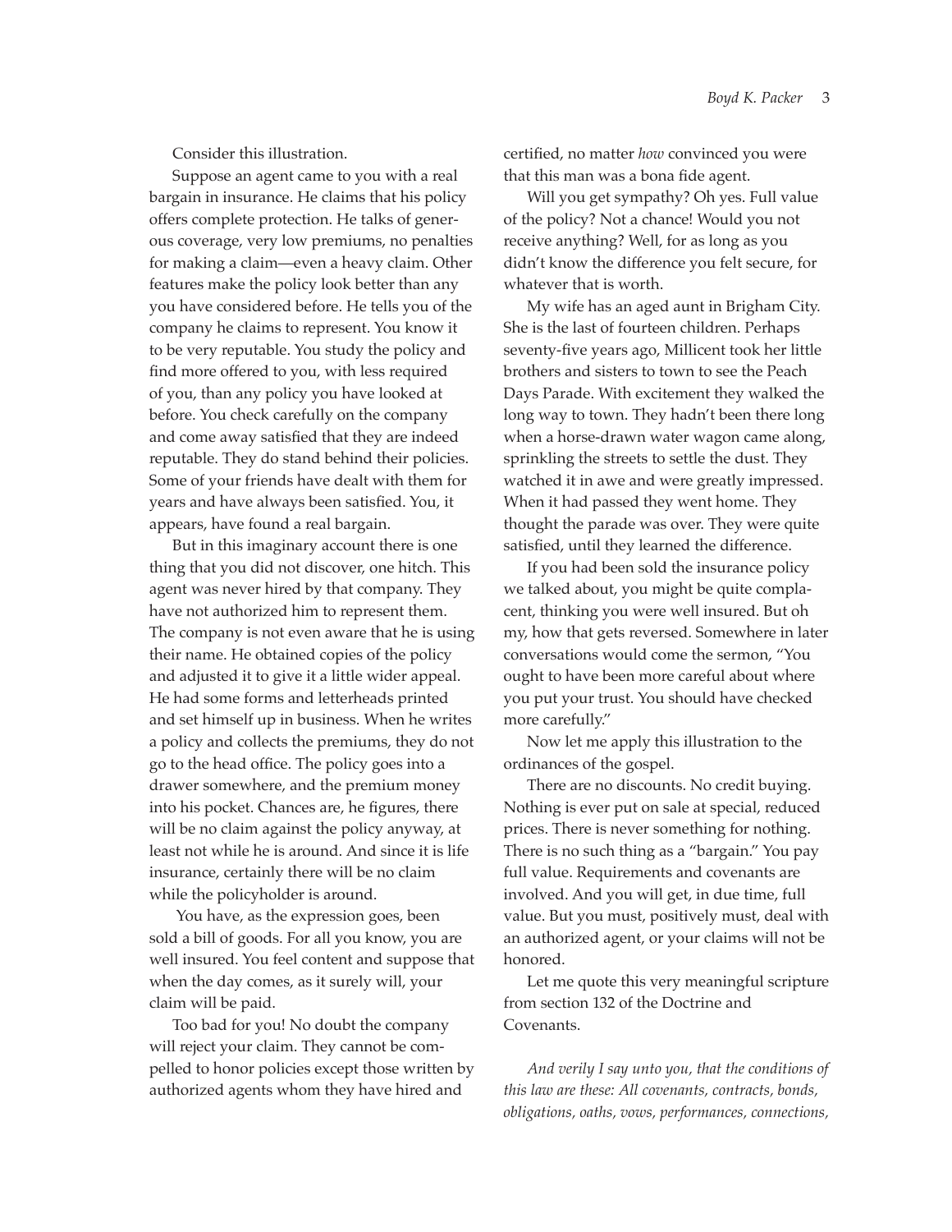Consider this illustration.

Suppose an agent came to you with a real bargain in insurance. He claims that his policy offers complete protection. He talks of generous coverage, very low premiums, no penalties for making a claim—even a heavy claim. Other features make the policy look better than any you have considered before. He tells you of the company he claims to represent. You know it to be very reputable. You study the policy and find more offered to you, with less required of you, than any policy you have looked at before. You check carefully on the company and come away satisfied that they are indeed reputable. They do stand behind their policies. Some of your friends have dealt with them for years and have always been satisfied. You, it appears, have found a real bargain.

But in this imaginary account there is one thing that you did not discover, one hitch. This agent was never hired by that company. They have not authorized him to represent them. The company is not even aware that he is using their name. He obtained copies of the policy and adjusted it to give it a little wider appeal. He had some forms and letterheads printed and set himself up in business. When he writes a policy and collects the premiums, they do not go to the head office. The policy goes into a drawer somewhere, and the premium money into his pocket. Chances are, he figures, there will be no claim against the policy anyway, at least not while he is around. And since it is life insurance, certainly there will be no claim while the policyholder is around.

You have, as the expression goes, been sold a bill of goods. For all you know, you are well insured. You feel content and suppose that when the day comes, as it surely will, your claim will be paid.

Too bad for you! No doubt the company will reject your claim. They cannot be compelled to honor policies except those written by authorized agents whom they have hired and certified, no matter *how* convinced you were that this man was a bona fide agent.

Will you get sympathy? Oh yes. Full value of the policy? Not a chance! Would you not receive anything? Well, for as long as you didn't know the difference you felt secure, for whatever that is worth.

My wife has an aged aunt in Brigham City. She is the last of fourteen children. Perhaps seventy-five years ago, Millicent took her little brothers and sisters to town to see the Peach Days Parade. With excitement they walked the long way to town. They hadn't been there long when a horse-drawn water wagon came along, sprinkling the streets to settle the dust. They watched it in awe and were greatly impressed. When it had passed they went home. They thought the parade was over. They were quite satisfied, until they learned the difference.

If you had been sold the insurance policy we talked about, you might be quite complacent, thinking you were well insured. But oh my, how that gets reversed. Somewhere in later conversations would come the sermon, "You ought to have been more careful about where you put your trust. You should have checked more carefully."

Now let me apply this illustration to the ordinances of the gospel.

There are no discounts. No credit buying. Nothing is ever put on sale at special, reduced prices. There is never something for nothing. There is no such thing as a "bargain." You pay full value. Requirements and covenants are involved. And you will get, in due time, full value. But you must, positively must, deal with an authorized agent, or your claims will not be honored.

Let me quote this very meaningful scripture from section 132 of the Doctrine and Covenants.

*And verily I say unto you, that the conditions of this law are these: All covenants, contracts, bonds, obligations, oaths, vows, performances, connections,*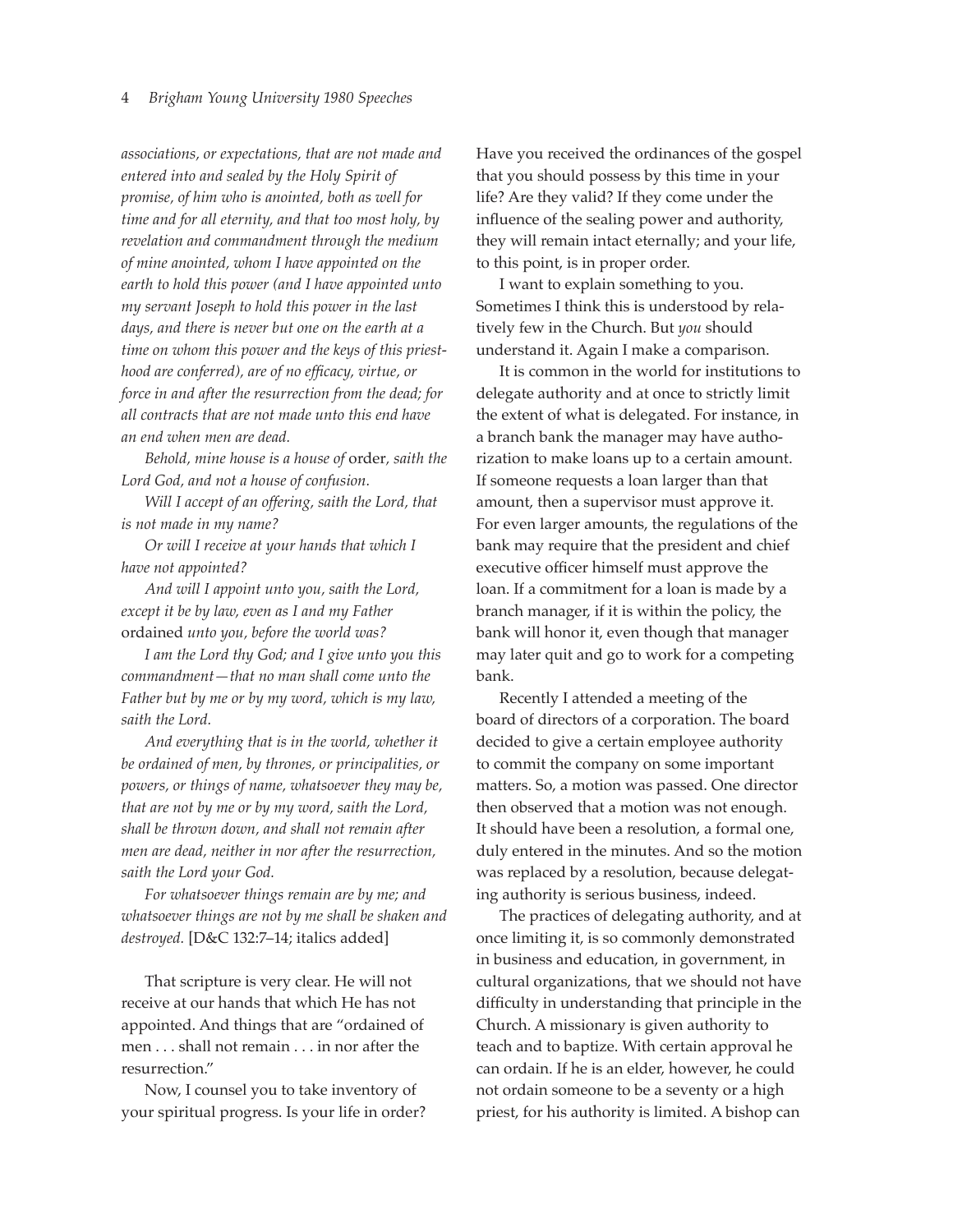*associations, or expectations, that are not made and entered into and sealed by the Holy Spirit of promise, of him who is anointed, both as well for time and for all eternity, and that too most holy, by revelation and commandment through the medium of mine anointed, whom I have appointed on the earth to hold this power (and I have appointed unto my servant Joseph to hold this power in the last days, and there is never but one on the earth at a time on whom this power and the keys of this priesthood are conferred), are of no efficacy, virtue, or force in and after the resurrection from the dead; for all contracts that are not made unto this end have an end when men are dead.*

*Behold, mine house is a house of* order*, saith the Lord God, and not a house of confusion.*

*Will I accept of an offering, saith the Lord, that is not made in my name?*

*Or will I receive at your hands that which I have not appointed?*

*And will I appoint unto you, saith the Lord, except it be by law, even as I and my Father* ordained *unto you, before the world was?*

*I am the Lord thy God; and I give unto you this commandment—that no man shall come unto the Father but by me or by my word, which is my law, saith the Lord.*

*And everything that is in the world, whether it be ordained of men, by thrones, or principalities, or powers, or things of name, whatsoever they may be, that are not by me or by my word, saith the Lord, shall be thrown down, and shall not remain after men are dead, neither in nor after the resurrection, saith the Lord your God.*

*For whatsoever things remain are by me; and whatsoever things are not by me shall be shaken and destroyed.* [D&C 132:7–14; italics added]

That scripture is very clear. He will not receive at our hands that which He has not appointed. And things that are "ordained of men . . . shall not remain . . . in nor after the resurrection."

Now, I counsel you to take inventory of your spiritual progress. Is your life in order? Have you received the ordinances of the gospel that you should possess by this time in your life? Are they valid? If they come under the influence of the sealing power and authority, they will remain intact eternally; and your life, to this point, is in proper order.

I want to explain something to you. Sometimes I think this is understood by relatively few in the Church. But *you* should understand it. Again I make a comparison.

It is common in the world for institutions to delegate authority and at once to strictly limit the extent of what is delegated. For instance, in a branch bank the manager may have authorization to make loans up to a certain amount. If someone requests a loan larger than that amount, then a supervisor must approve it. For even larger amounts, the regulations of the bank may require that the president and chief executive officer himself must approve the loan. If a commitment for a loan is made by a branch manager, if it is within the policy, the bank will honor it, even though that manager may later quit and go to work for a competing bank.

Recently I attended a meeting of the board of directors of a corporation. The board decided to give a certain employee authority to commit the company on some important matters. So, a motion was passed. One director then observed that a motion was not enough. It should have been a resolution, a formal one, duly entered in the minutes. And so the motion was replaced by a resolution, because delegating authority is serious business, indeed.

The practices of delegating authority, and at once limiting it, is so commonly demonstrated in business and education, in government, in cultural organizations, that we should not have difficulty in understanding that principle in the Church. A missionary is given authority to teach and to baptize. With certain approval he can ordain. If he is an elder, however, he could not ordain someone to be a seventy or a high priest, for his authority is limited. A bishop can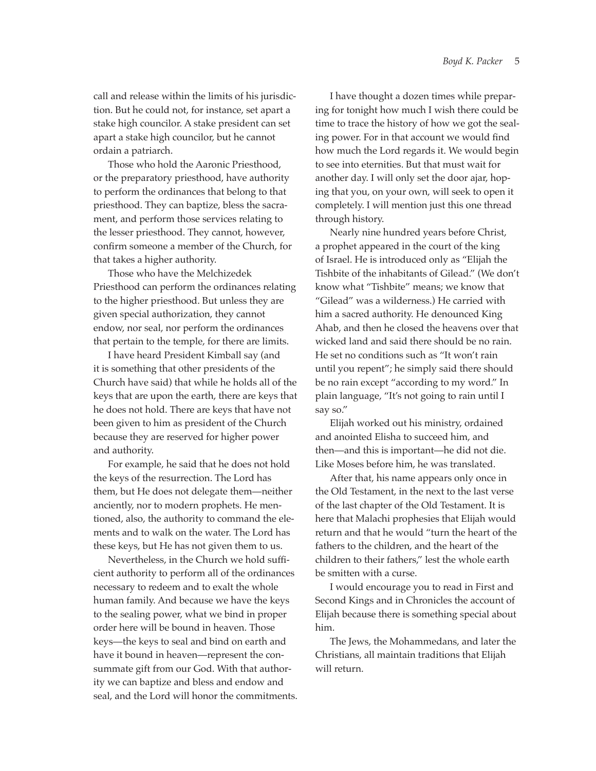call and release within the limits of his jurisdiction. But he could not, for instance, set apart a stake high councilor. A stake president can set apart a stake high councilor, but he cannot ordain a patriarch.

Those who hold the Aaronic Priesthood, or the preparatory priesthood, have authority to perform the ordinances that belong to that priesthood. They can baptize, bless the sacrament, and perform those services relating to the lesser priesthood. They cannot, however, confirm someone a member of the Church, for that takes a higher authority.

Those who have the Melchizedek Priesthood can perform the ordinances relating to the higher priesthood. But unless they are given special authorization, they cannot endow, nor seal, nor perform the ordinances that pertain to the temple, for there are limits.

I have heard President Kimball say (and it is something that other presidents of the Church have said) that while he holds all of the keys that are upon the earth, there are keys that he does not hold. There are keys that have not been given to him as president of the Church because they are reserved for higher power and authority.

For example, he said that he does not hold the keys of the resurrection. The Lord has them, but He does not delegate them—neither anciently, nor to modern prophets. He mentioned, also, the authority to command the elements and to walk on the water. The Lord has these keys, but He has not given them to us.

Nevertheless, in the Church we hold sufficient authority to perform all of the ordinances necessary to redeem and to exalt the whole human family. And because we have the keys to the sealing power, what we bind in proper order here will be bound in heaven. Those keys—the keys to seal and bind on earth and have it bound in heaven—represent the consummate gift from our God. With that authority we can baptize and bless and endow and seal, and the Lord will honor the commitments.

I have thought a dozen times while preparing for tonight how much I wish there could be time to trace the history of how we got the sealing power. For in that account we would find how much the Lord regards it. We would begin to see into eternities. But that must wait for another day. I will only set the door ajar, hoping that you, on your own, will seek to open it completely. I will mention just this one thread through history.

Nearly nine hundred years before Christ, a prophet appeared in the court of the king of Israel. He is introduced only as "Elijah the Tishbite of the inhabitants of Gilead." (We don't know what "Tishbite" means; we know that "Gilead" was a wilderness.) He carried with him a sacred authority. He denounced King Ahab, and then he closed the heavens over that wicked land and said there should be no rain. He set no conditions such as "It won't rain until you repent"; he simply said there should be no rain except "according to my word." In plain language, "It's not going to rain until I say so."

Elijah worked out his ministry, ordained and anointed Elisha to succeed him, and then—and this is important—he did not die. Like Moses before him, he was translated.

After that, his name appears only once in the Old Testament, in the next to the last verse of the last chapter of the Old Testament. It is here that Malachi prophesies that Elijah would return and that he would "turn the heart of the fathers to the children, and the heart of the children to their fathers," lest the whole earth be smitten with a curse.

I would encourage you to read in First and Second Kings and in Chronicles the account of Elijah because there is something special about him.

The Jews, the Mohammedans, and later the Christians, all maintain traditions that Elijah will return.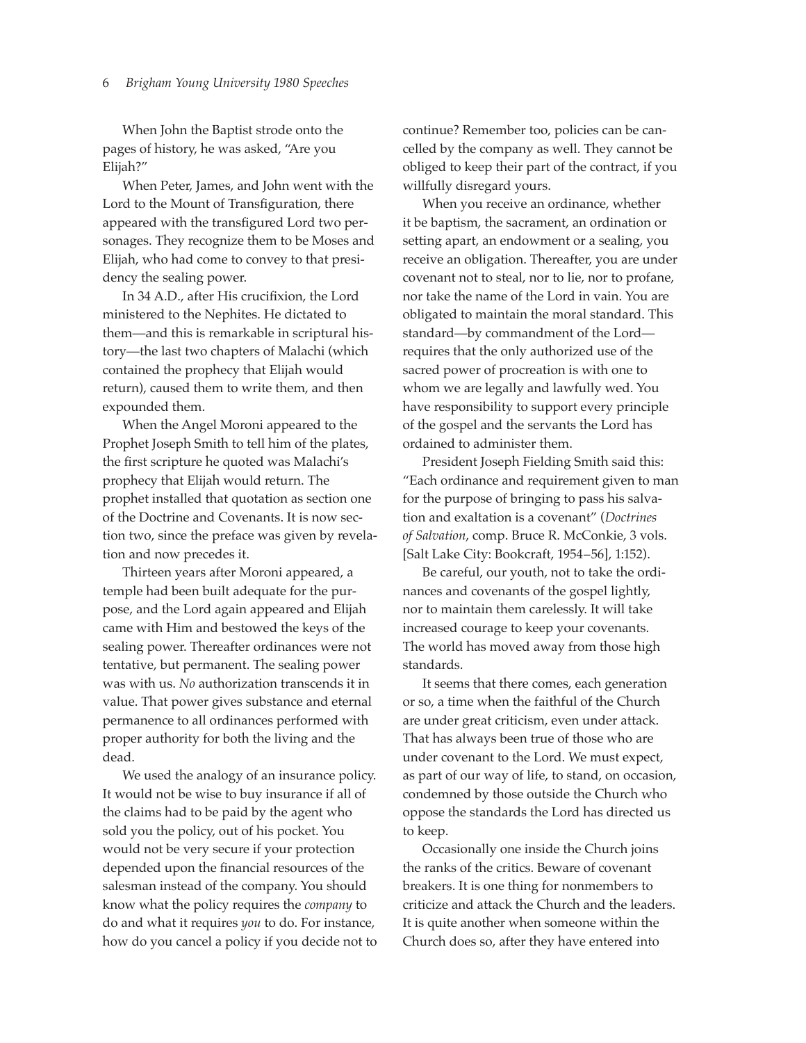When John the Baptist strode onto the pages of history, he was asked, "Are you Elijah?"

When Peter, James, and John went with the Lord to the Mount of Transfiguration, there appeared with the transfigured Lord two personages. They recognize them to be Moses and Elijah, who had come to convey to that presidency the sealing power.

In 34 A.D., after His crucifixion, the Lord ministered to the Nephites. He dictated to them—and this is remarkable in scriptural history—the last two chapters of Malachi (which contained the prophecy that Elijah would return), caused them to write them, and then expounded them.

When the Angel Moroni appeared to the Prophet Joseph Smith to tell him of the plates, the first scripture he quoted was Malachi's prophecy that Elijah would return. The prophet installed that quotation as section one of the Doctrine and Covenants. It is now section two, since the preface was given by revelation and now precedes it.

Thirteen years after Moroni appeared, a temple had been built adequate for the purpose, and the Lord again appeared and Elijah came with Him and bestowed the keys of the sealing power. Thereafter ordinances were not tentative, but permanent. The sealing power was with us. *No* authorization transcends it in value. That power gives substance and eternal permanence to all ordinances performed with proper authority for both the living and the dead.

We used the analogy of an insurance policy. It would not be wise to buy insurance if all of the claims had to be paid by the agent who sold you the policy, out of his pocket. You would not be very secure if your protection depended upon the financial resources of the salesman instead of the company. You should know what the policy requires the *company* to do and what it requires *you* to do. For instance, how do you cancel a policy if you decide not to continue? Remember too, policies can be cancelled by the company as well. They cannot be obliged to keep their part of the contract, if you willfully disregard yours.

When you receive an ordinance, whether it be baptism, the sacrament, an ordination or setting apart, an endowment or a sealing, you receive an obligation. Thereafter, you are under covenant not to steal, nor to lie, nor to profane, nor take the name of the Lord in vain. You are obligated to maintain the moral standard. This standard—by commandment of the Lord—requires that the only authorized use of the sacred power of procreation is with one to whom we are legally and lawfully wed. You have responsibility to support every principle of the gospel and the servants the Lord has ordained to administer them.

President Joseph Fielding Smith said this: "Each ordinance and requirement given to man for the purpose of bringing to pass his salvation and exaltation is a covenant" (*Doctrines of Salvation*, comp. Bruce R. McConkie, 3 vols. [Salt Lake City: Bookcraft, 1954–56], 1:152).

Be careful, our youth, not to take the ordinances and covenants of the gospel lightly, nor to maintain them carelessly. It will take increased courage to keep your covenants. The world has moved away from those high standards.

It seems that there comes, each generation or so, a time when the faithful of the Church are under great criticism, even under attack. That has always been true of those who are under covenant to the Lord. We must expect, as part of our way of life, to stand, on occasion, condemned by those outside the Church who oppose the standards the Lord has directed us to keep.

Occasionally one inside the Church joins the ranks of the critics. Beware of covenant breakers. It is one thing for nonmembers to criticize and attack the Church and the leaders. It is quite another when someone within the Church does so, after they have entered into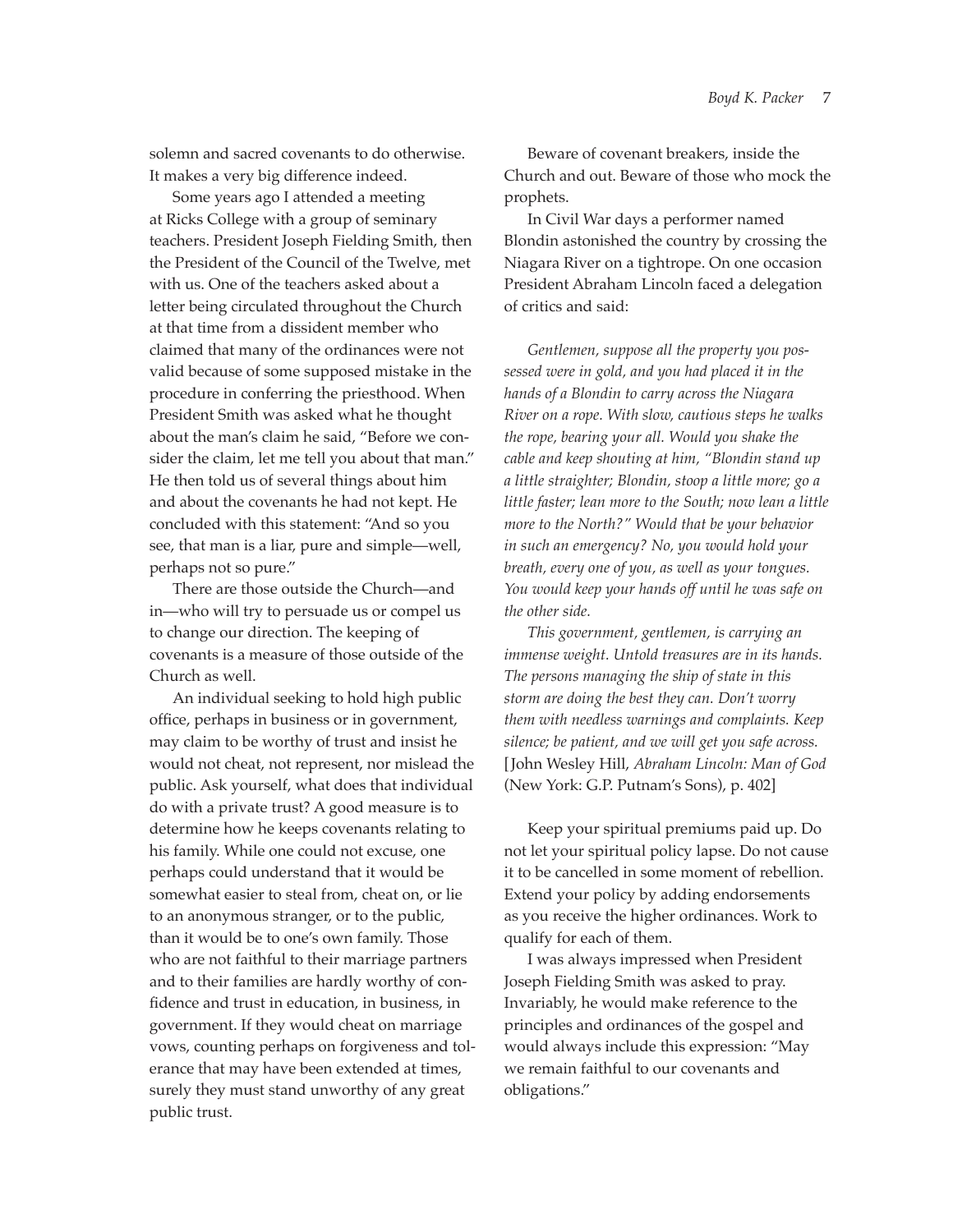solemn and sacred covenants to do otherwise. It makes a very big difference indeed.

Some years ago I attended a meeting at Ricks College with a group of seminary teachers. President Joseph Fielding Smith, then the President of the Council of the Twelve, met with us. One of the teachers asked about a letter being circulated throughout the Church at that time from a dissident member who claimed that many of the ordinances were not valid because of some supposed mistake in the procedure in conferring the priesthood. When President Smith was asked what he thought about the man's claim he said, "Before we consider the claim, let me tell you about that man." He then told us of several things about him and about the covenants he had not kept. He concluded with this statement: "And so you see, that man is a liar, pure and simple—well, perhaps not so pure."

There are those outside the Church—and in—who will try to persuade us or compel us to change our direction. The keeping of covenants is a measure of those outside of the Church as well.

An individual seeking to hold high public office, perhaps in business or in government, may claim to be worthy of trust and insist he would not cheat, not represent, nor mislead the public. Ask yourself, what does that individual do with a private trust? A good measure is to determine how he keeps covenants relating to his family. While one could not excuse, one perhaps could understand that it would be somewhat easier to steal from, cheat on, or lie to an anonymous stranger, or to the public, than it would be to one's own family. Those who are not faithful to their marriage partners and to their families are hardly worthy of confidence and trust in education, in business, in government. If they would cheat on marriage vows, counting perhaps on forgiveness and tolerance that may have been extended at times, surely they must stand unworthy of any great public trust.

Beware of covenant breakers, inside the Church and out. Beware of those who mock the prophets.

In Civil War days a performer named Blondin astonished the country by crossing the Niagara River on a tightrope. On one occasion President Abraham Lincoln faced a delegation of critics and said:

> *Gentlemen, suppose all the property you possessed were in gold, and you had placed it in the hands of a Blondin to carry across the Niagara River on a rope. With slow, cautious steps he walks the rope, bearing your all. Would you shake the cable and keep shouting at him, "Blondin stand up a little straighter; Blondin, stoop a little more; go a little faster; lean more to the South; now lean a little more to the North?" Would that be your behavior in such an emergency? No, you would hold your breath, every one of you, as well as your tongues. You would keep your hands off until he was safe on the other side.*
>
> *This government, gentlemen, is carrying an immense weight. Untold treasures are in its hands. The persons managing the ship of state in this storm are doing the best they can. Don't worry them with needless warnings and complaints. Keep silence; be patient, and we will get you safe across.* [John Wesley Hill, *Abraham Lincoln: Man of God* (New York: G.P. Putnam's Sons), p. 402]

Keep your spiritual premiums paid up. Do not let your spiritual policy lapse. Do not cause it to be cancelled in some moment of rebellion. Extend your policy by adding endorsements as you receive the higher ordinances. Work to qualify for each of them.

I was always impressed when President Joseph Fielding Smith was asked to pray. Invariably, he would make reference to the principles and ordinances of the gospel and would always include this expression: "May we remain faithful to our covenants and obligations."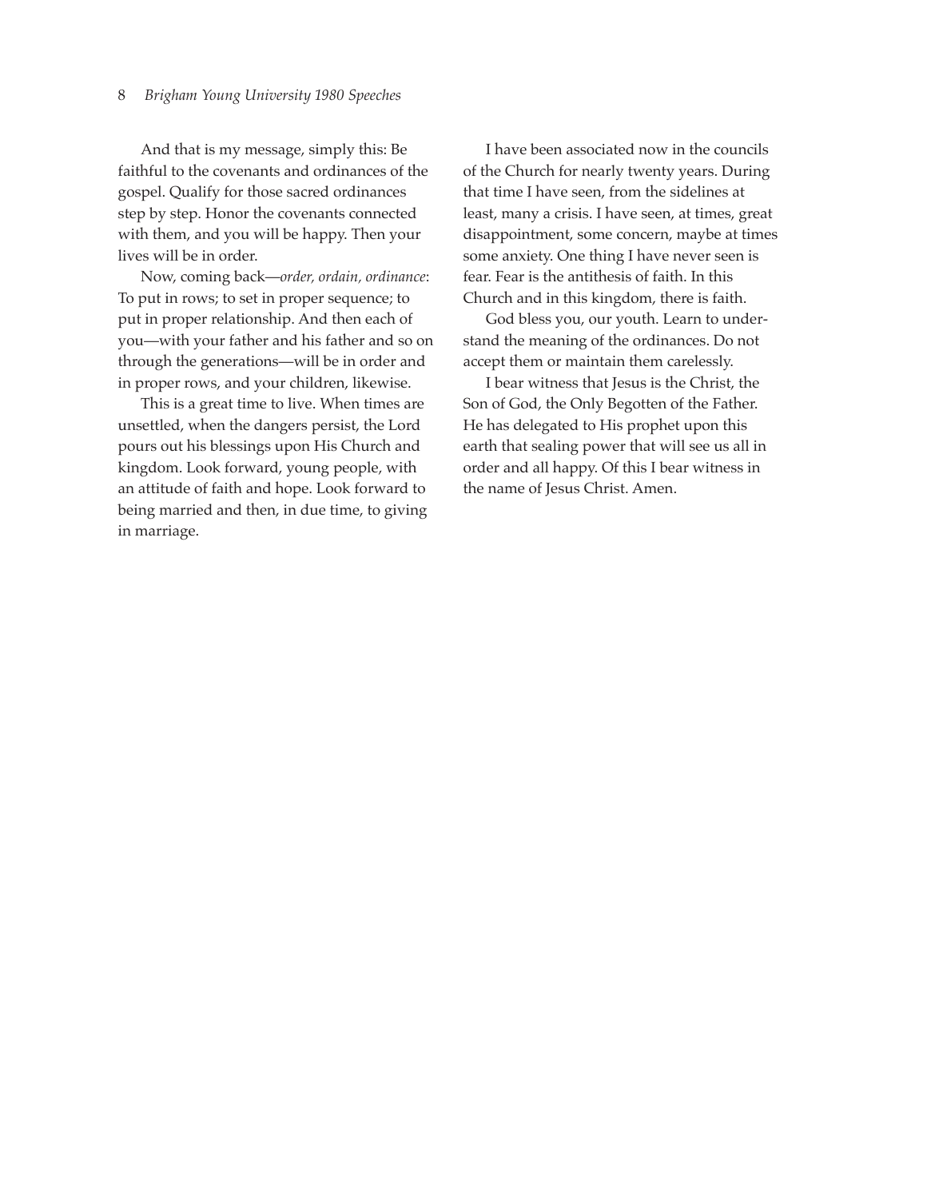And that is my message, simply this: Be faithful to the covenants and ordinances of the gospel. Qualify for those sacred ordinances step by step. Honor the covenants connected with them, and you will be happy. Then your lives will be in order.

Now, coming back—*order, ordain, ordinance*: To put in rows; to set in proper sequence; to put in proper relationship. And then each of you—with your father and his father and so on through the generations—will be in order and in proper rows, and your children, likewise.

This is a great time to live. When times are unsettled, when the dangers persist, the Lord pours out his blessings upon His Church and kingdom. Look forward, young people, with an attitude of faith and hope. Look forward to being married and then, in due time, to giving in marriage.

I have been associated now in the councils of the Church for nearly twenty years. During that time I have seen, from the sidelines at least, many a crisis. I have seen, at times, great disappointment, some concern, maybe at times some anxiety. One thing I have never seen is fear. Fear is the antithesis of faith. In this Church and in this kingdom, there is faith.

God bless you, our youth. Learn to understand the meaning of the ordinances. Do not accept them or maintain them carelessly.

I bear witness that Jesus is the Christ, the Son of God, the Only Begotten of the Father. He has delegated to His prophet upon this earth that sealing power that will see us all in order and all happy. Of this I bear witness in the name of Jesus Christ. Amen.